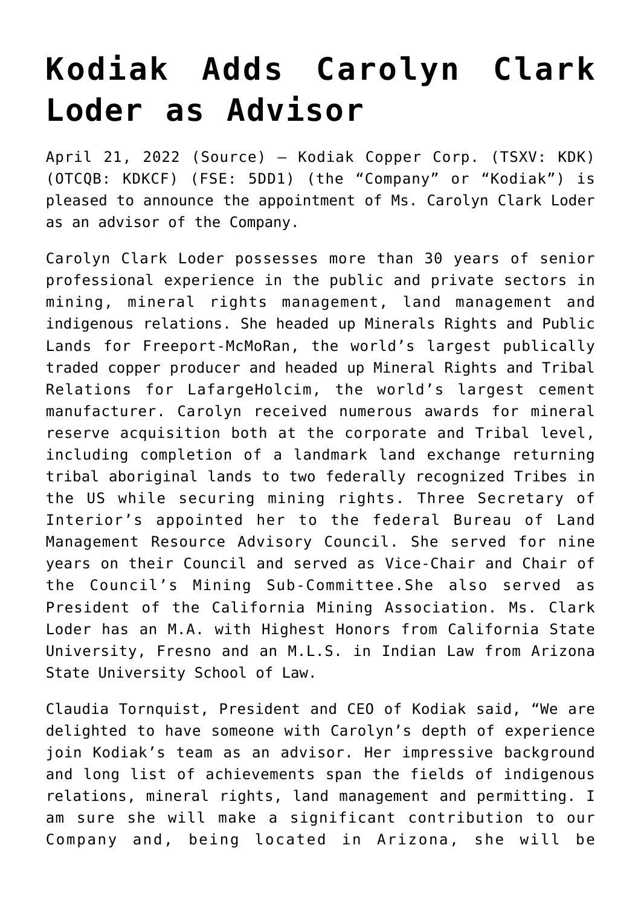# Kodiak Adds Carolyn Clark Loder as Advisor

April 21, 2022 (Source) — Kodiak Copper Corp. (TSXV: KDK) (OTCQB: KDKCF) (FSE: 5DD1) (the "Company" or "Kodiak") is pleased to announce the appointment of Ms. Carolyn Clark Loder as an advisor of the Company.

Carolyn Clark Loder possesses more than 30 years of senior professional experience in the public and private sectors in mining, mineral rights management, land management and indigenous relations. She headed up Minerals Rights and Public Lands for Freeport-McMoRan, the world's largest publically traded copper producer and headed up Mineral Rights and Tribal Relations for LafargeHolcim, the world's largest cement manufacturer. Carolyn received numerous awards for mineral reserve acquisition both at the corporate and Tribal level, including completion of a landmark land exchange returning tribal aboriginal lands to two federally recognized Tribes in the US while securing mining rights. Three Secretary of Interior's appointed her to the federal Bureau of Land Management Resource Advisory Council. She served for nine years on their Council and served as Vice-Chair and Chair of the Council's Mining Sub-Committee.She also served as President of the California Mining Association. Ms. Clark Loder has an M.A. with Highest Honors from California State University, Fresno and an M.L.S. in Indian Law from Arizona State University School of Law.

Claudia Tornquist, President and CEO of Kodiak said, "We are delighted to have someone with Carolyn's depth of experience join Kodiak's team as an advisor. Her impressive background and long list of achievements span the fields of indigenous relations, mineral rights, land management and permitting. I am sure she will make a significant contribution to our Company and, being located in Arizona, she will be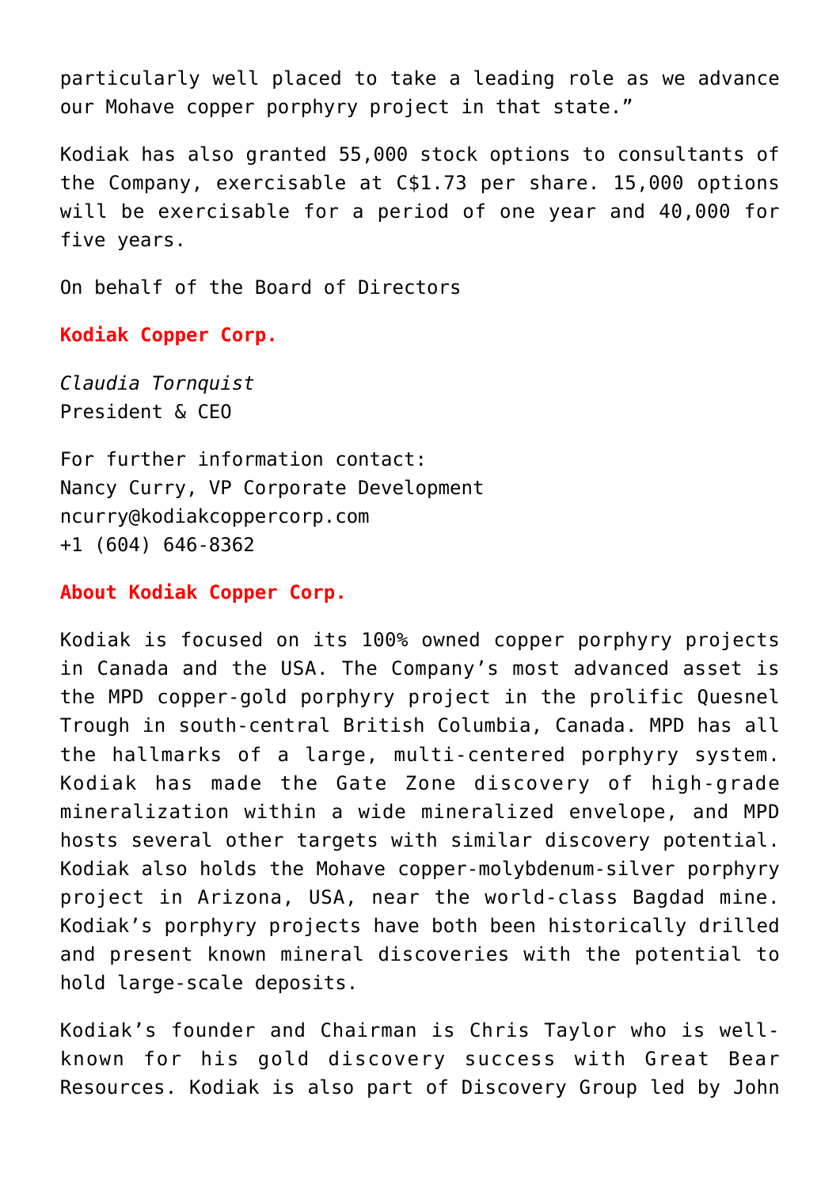particularly well placed to take a leading role as we advance our Mohave copper porphyry project in that state."

Kodiak has also granted 55,000 stock options to consultants of the Company, exercisable at C$1.73 per share. 15,000 options will be exercisable for a period of one year and 40,000 for five years.

On behalf of the Board of Directors

**Kodiak Copper Corp.**

*Claudia Tornquist*
President & CEO

For further information contact:
Nancy Curry, VP Corporate Development
ncurry@kodiakcoppercorp.com
+1 (604) 646-8362

**About Kodiak Copper Corp.**

Kodiak is focused on its 100% owned copper porphyry projects in Canada and the USA. The Company's most advanced asset is the MPD copper-gold porphyry project in the prolific Quesnel Trough in south-central British Columbia, Canada. MPD has all the hallmarks of a large, multi-centered porphyry system. Kodiak has made the Gate Zone discovery of high-grade mineralization within a wide mineralized envelope, and MPD hosts several other targets with similar discovery potential. Kodiak also holds the Mohave copper-molybdenum-silver porphyry project in Arizona, USA, near the world-class Bagdad mine. Kodiak's porphyry projects have both been historically drilled and present known mineral discoveries with the potential to hold large-scale deposits.

Kodiak's founder and Chairman is Chris Taylor who is well-known for his gold discovery success with Great Bear Resources. Kodiak is also part of Discovery Group led by John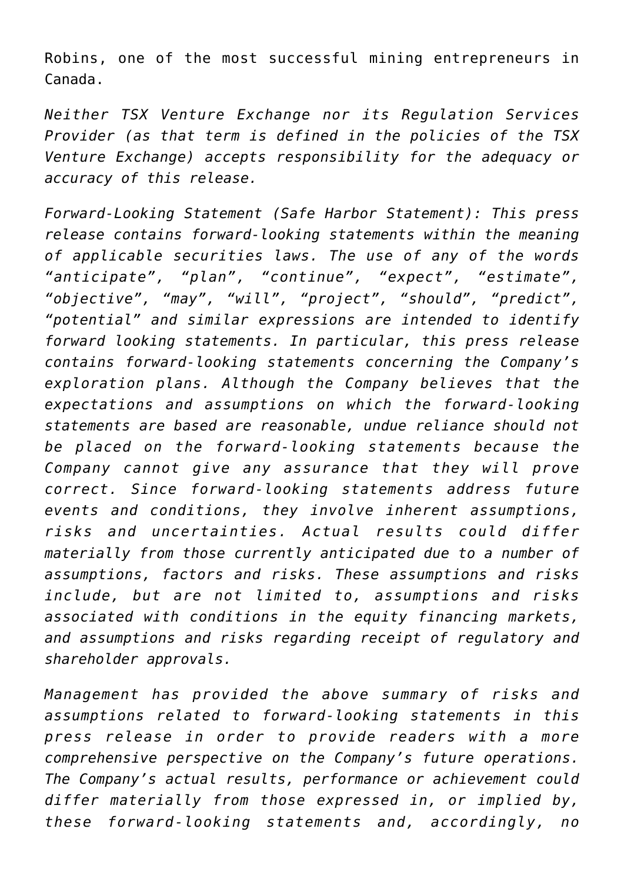Robins, one of the most successful mining entrepreneurs in Canada.

*Neither TSX Venture Exchange nor its Regulation Services Provider (as that term is defined in the policies of the TSX Venture Exchange) accepts responsibility for the adequacy or accuracy of this release.*

*Forward-Looking Statement (Safe Harbor Statement): This press release contains forward-looking statements within the meaning of applicable securities laws. The use of any of the words "anticipate", "plan", "continue", "expect", "estimate", "objective", "may", "will", "project", "should", "predict", "potential" and similar expressions are intended to identify forward looking statements. In particular, this press release contains forward-looking statements concerning the Company's exploration plans. Although the Company believes that the expectations and assumptions on which the forward-looking statements are based are reasonable, undue reliance should not be placed on the forward-looking statements because the Company cannot give any assurance that they will prove correct. Since forward-looking statements address future events and conditions, they involve inherent assumptions, risks and uncertainties. Actual results could differ materially from those currently anticipated due to a number of assumptions, factors and risks. These assumptions and risks include, but are not limited to, assumptions and risks associated with conditions in the equity financing markets, and assumptions and risks regarding receipt of regulatory and shareholder approvals.*

*Management has provided the above summary of risks and assumptions related to forward-looking statements in this press release in order to provide readers with a more comprehensive perspective on the Company's future operations. The Company's actual results, performance or achievement could differ materially from those expressed in, or implied by, these forward-looking statements and, accordingly, no*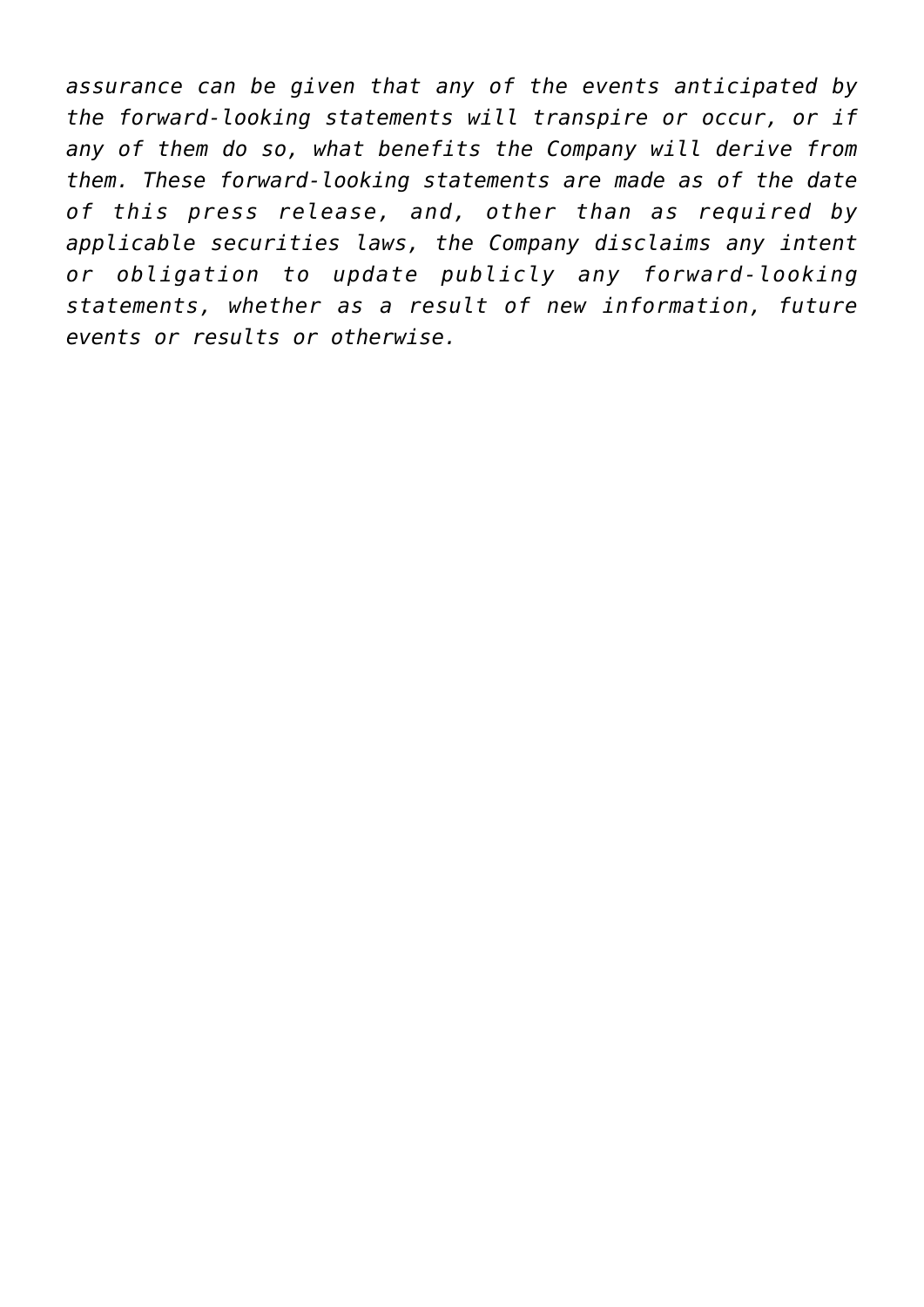*assurance can be given that any of the events anticipated by the forward-looking statements will transpire or occur, or if any of them do so, what benefits the Company will derive from them. These forward-looking statements are made as of the date of this press release, and, other than as required by applicable securities laws, the Company disclaims any intent or obligation to update publicly any forward-looking statements, whether as a result of new information, future events or results or otherwise.*